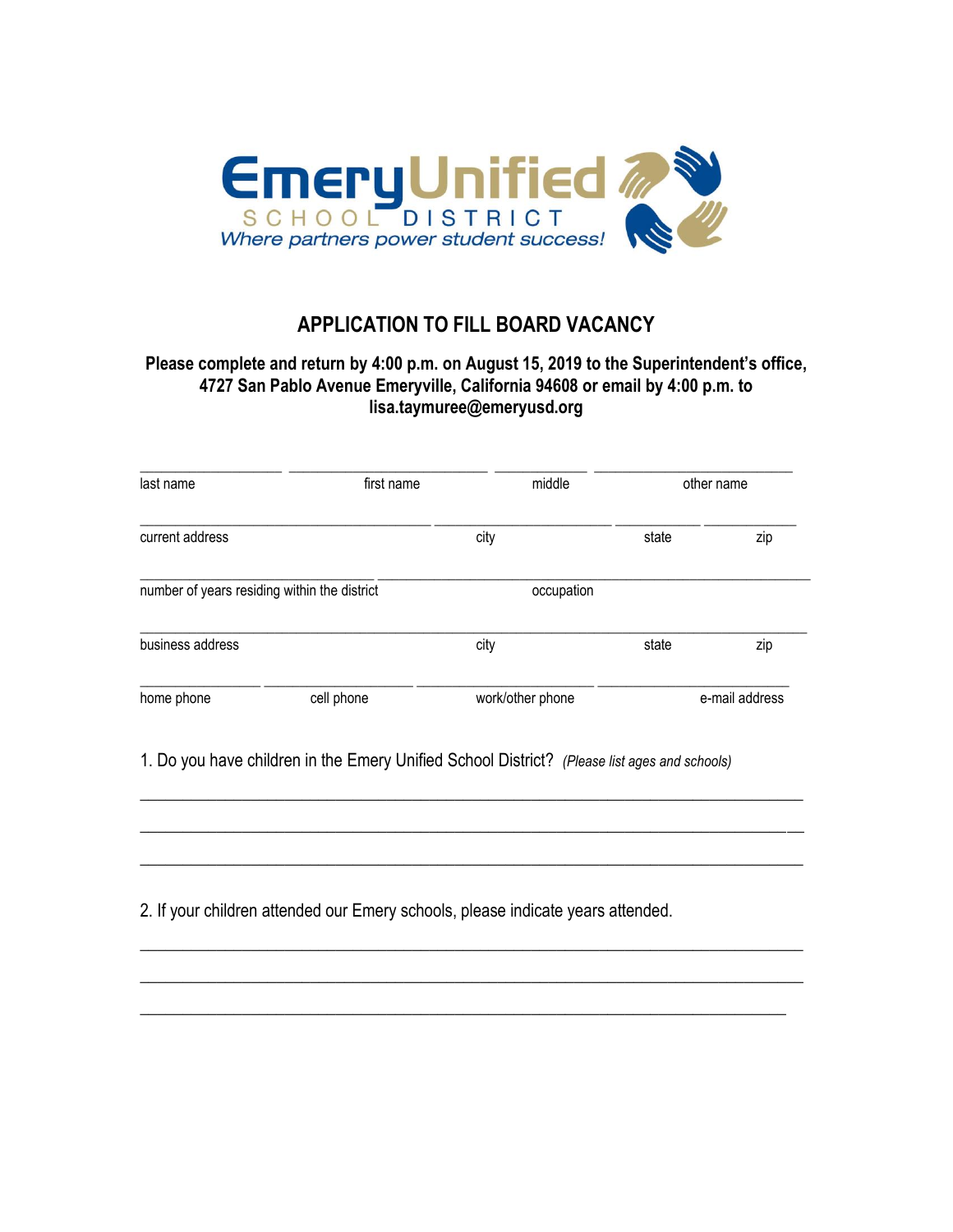Emery Unified SCHOOL DISTRICT
*Where partners power student success!*

# APPLICATION TO FILL BOARD VACANCY

**Please complete and return by 4:00 p.m. on August 15, 2019 to the Superintendent's office, 4727 San Pablo Avenue Emeryville, California 94608 or email by 4:00 p.m. to lisa.taymuree@emeryusd.org**

_________________ _________________________ ___________ _______________________

last name first name middle other name

_____________________________________ ______________________ __________ ___________

current address city state zip

______________________________ ______________________________________________

number of years residing within the district occupation

_________________________________________________________________________________

business address city state zip

______________ _________________ ____________________ ______________________

home phone cell phone work/other phone e-mail address

1. Do you have children in the Emery Unified School District? *(Please list ages and schools)*

_________________________________________________________________________________

_________________________________________________________________________________

_________________________________________________________________________________

2. If your children attended our Emery schools, please indicate years attended.

_________________________________________________________________________________

_________________________________________________________________________________

_________________________________________________________________________________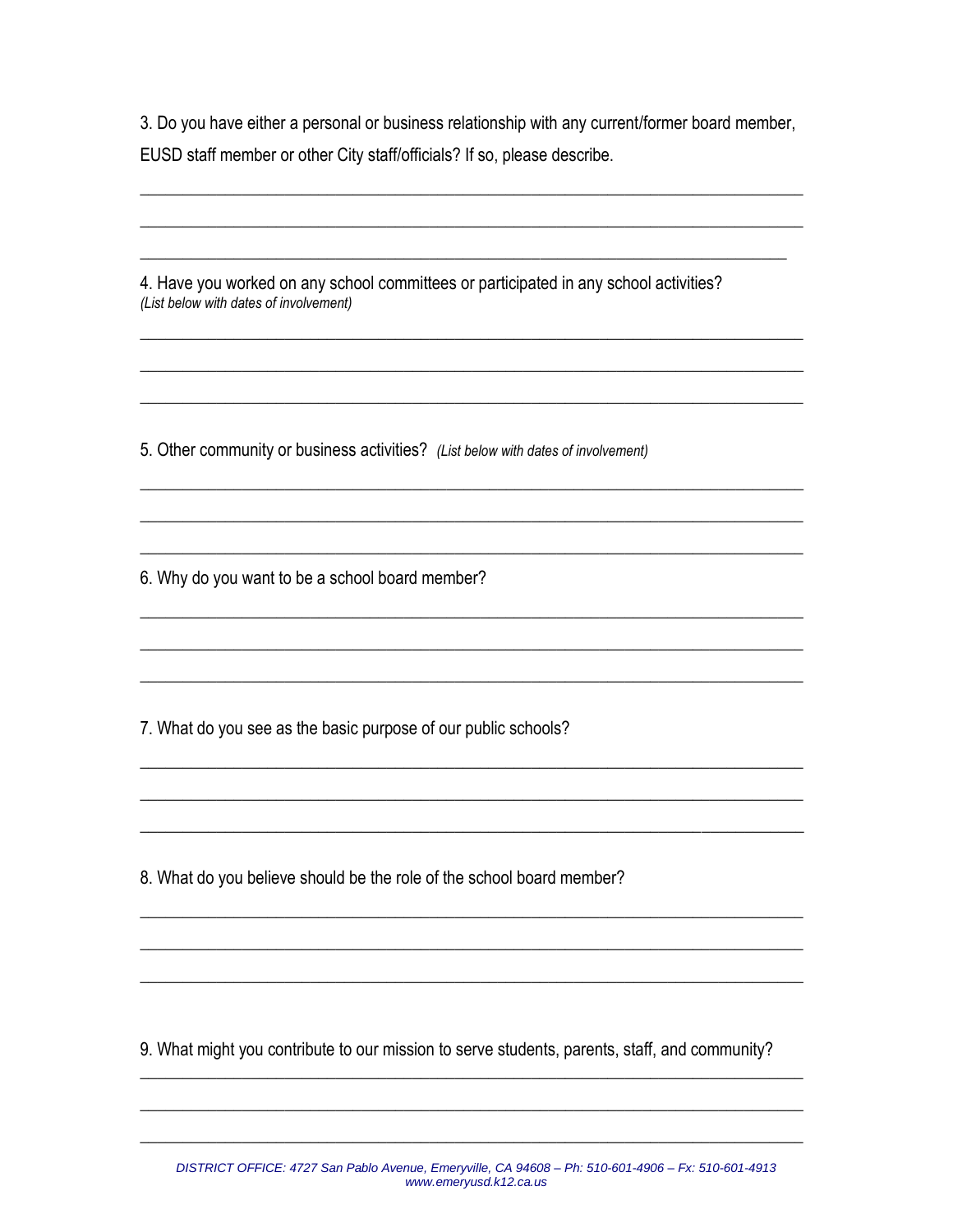3. Do you have either a personal or business relationship with any current/former board member, EUSD staff member or other City staff/officials? If so, please describe.

\_\_\_\_\_\_\_\_\_\_\_\_\_\_\_\_\_\_\_\_\_\_\_\_\_\_\_\_\_\_\_\_\_\_\_\_\_\_\_\_\_\_\_\_\_\_\_\_\_\_\_\_\_\_\_\_\_\_\_\_\_\_\_\_\_\_\_\_\_\_\_\_

\_\_\_\_\_\_\_\_\_\_\_\_\_\_\_\_\_\_\_\_\_\_\_\_\_\_\_\_\_\_\_\_\_\_\_\_\_\_\_\_\_\_\_\_\_\_\_\_\_\_\_\_\_\_\_\_\_\_\_\_\_\_\_\_\_\_\_\_\_\_\_\_

\_\_\_\_\_\_\_\_\_\_\_\_\_\_\_\_\_\_\_\_\_\_\_\_\_\_\_\_\_\_\_\_\_\_\_\_\_\_\_\_\_\_\_\_\_\_\_\_\_\_\_\_\_\_\_\_\_\_\_\_\_\_\_\_\_\_\_\_\_\_\_\_

4. Have you worked on any school committees or participated in any school activities?
*(List below with dates of involvement)*

\_\_\_\_\_\_\_\_\_\_\_\_\_\_\_\_\_\_\_\_\_\_\_\_\_\_\_\_\_\_\_\_\_\_\_\_\_\_\_\_\_\_\_\_\_\_\_\_\_\_\_\_\_\_\_\_\_\_\_\_\_\_\_\_\_\_\_\_\_\_\_\_

\_\_\_\_\_\_\_\_\_\_\_\_\_\_\_\_\_\_\_\_\_\_\_\_\_\_\_\_\_\_\_\_\_\_\_\_\_\_\_\_\_\_\_\_\_\_\_\_\_\_\_\_\_\_\_\_\_\_\_\_\_\_\_\_\_\_\_\_\_\_\_\_

\_\_\_\_\_\_\_\_\_\_\_\_\_\_\_\_\_\_\_\_\_\_\_\_\_\_\_\_\_\_\_\_\_\_\_\_\_\_\_\_\_\_\_\_\_\_\_\_\_\_\_\_\_\_\_\_\_\_\_\_\_\_\_\_\_\_\_\_\_\_\_\_

5. Other community or business activities? *(List below with dates of involvement)*

\_\_\_\_\_\_\_\_\_\_\_\_\_\_\_\_\_\_\_\_\_\_\_\_\_\_\_\_\_\_\_\_\_\_\_\_\_\_\_\_\_\_\_\_\_\_\_\_\_\_\_\_\_\_\_\_\_\_\_\_\_\_\_\_\_\_\_\_\_\_\_\_

\_\_\_\_\_\_\_\_\_\_\_\_\_\_\_\_\_\_\_\_\_\_\_\_\_\_\_\_\_\_\_\_\_\_\_\_\_\_\_\_\_\_\_\_\_\_\_\_\_\_\_\_\_\_\_\_\_\_\_\_\_\_\_\_\_\_\_\_\_\_\_\_

\_\_\_\_\_\_\_\_\_\_\_\_\_\_\_\_\_\_\_\_\_\_\_\_\_\_\_\_\_\_\_\_\_\_\_\_\_\_\_\_\_\_\_\_\_\_\_\_\_\_\_\_\_\_\_\_\_\_\_\_\_\_\_\_\_\_\_\_\_\_\_\_

6. Why do you want to be a school board member?

\_\_\_\_\_\_\_\_\_\_\_\_\_\_\_\_\_\_\_\_\_\_\_\_\_\_\_\_\_\_\_\_\_\_\_\_\_\_\_\_\_\_\_\_\_\_\_\_\_\_\_\_\_\_\_\_\_\_\_\_\_\_\_\_\_\_\_\_\_\_\_\_

\_\_\_\_\_\_\_\_\_\_\_\_\_\_\_\_\_\_\_\_\_\_\_\_\_\_\_\_\_\_\_\_\_\_\_\_\_\_\_\_\_\_\_\_\_\_\_\_\_\_\_\_\_\_\_\_\_\_\_\_\_\_\_\_\_\_\_\_\_\_\_\_

\_\_\_\_\_\_\_\_\_\_\_\_\_\_\_\_\_\_\_\_\_\_\_\_\_\_\_\_\_\_\_\_\_\_\_\_\_\_\_\_\_\_\_\_\_\_\_\_\_\_\_\_\_\_\_\_\_\_\_\_\_\_\_\_\_\_\_\_\_\_\_\_

7. What do you see as the basic purpose of our public schools?

\_\_\_\_\_\_\_\_\_\_\_\_\_\_\_\_\_\_\_\_\_\_\_\_\_\_\_\_\_\_\_\_\_\_\_\_\_\_\_\_\_\_\_\_\_\_\_\_\_\_\_\_\_\_\_\_\_\_\_\_\_\_\_\_\_\_\_\_\_\_\_\_

\_\_\_\_\_\_\_\_\_\_\_\_\_\_\_\_\_\_\_\_\_\_\_\_\_\_\_\_\_\_\_\_\_\_\_\_\_\_\_\_\_\_\_\_\_\_\_\_\_\_\_\_\_\_\_\_\_\_\_\_\_\_\_\_\_\_\_\_\_\_\_\_

\_\_\_\_\_\_\_\_\_\_\_\_\_\_\_\_\_\_\_\_\_\_\_\_\_\_\_\_\_\_\_\_\_\_\_\_\_\_\_\_\_\_\_\_\_\_\_\_\_\_\_\_\_\_\_\_\_\_\_\_\_\_\_\_\_\_\_\_\_\_\_\_

8. What do you believe should be the role of the school board member?

\_\_\_\_\_\_\_\_\_\_\_\_\_\_\_\_\_\_\_\_\_\_\_\_\_\_\_\_\_\_\_\_\_\_\_\_\_\_\_\_\_\_\_\_\_\_\_\_\_\_\_\_\_\_\_\_\_\_\_\_\_\_\_\_\_\_\_\_\_\_\_\_

\_\_\_\_\_\_\_\_\_\_\_\_\_\_\_\_\_\_\_\_\_\_\_\_\_\_\_\_\_\_\_\_\_\_\_\_\_\_\_\_\_\_\_\_\_\_\_\_\_\_\_\_\_\_\_\_\_\_\_\_\_\_\_\_\_\_\_\_\_\_\_\_

\_\_\_\_\_\_\_\_\_\_\_\_\_\_\_\_\_\_\_\_\_\_\_\_\_\_\_\_\_\_\_\_\_\_\_\_\_\_\_\_\_\_\_\_\_\_\_\_\_\_\_\_\_\_\_\_\_\_\_\_\_\_\_\_\_\_\_\_\_\_\_\_

9. What might you contribute to our mission to serve students, parents, staff, and community?

\_\_\_\_\_\_\_\_\_\_\_\_\_\_\_\_\_\_\_\_\_\_\_\_\_\_\_\_\_\_\_\_\_\_\_\_\_\_\_\_\_\_\_\_\_\_\_\_\_\_\_\_\_\_\_\_\_\_\_\_\_\_\_\_\_\_\_\_\_\_\_\_

\_\_\_\_\_\_\_\_\_\_\_\_\_\_\_\_\_\_\_\_\_\_\_\_\_\_\_\_\_\_\_\_\_\_\_\_\_\_\_\_\_\_\_\_\_\_\_\_\_\_\_\_\_\_\_\_\_\_\_\_\_\_\_\_\_\_\_\_\_\_\_\_

\_\_\_\_\_\_\_\_\_\_\_\_\_\_\_\_\_\_\_\_\_\_\_\_\_\_\_\_\_\_\_\_\_\_\_\_\_\_\_\_\_\_\_\_\_\_\_\_\_\_\_\_\_\_\_\_\_\_\_\_\_\_\_\_\_\_\_\_\_\_\_\_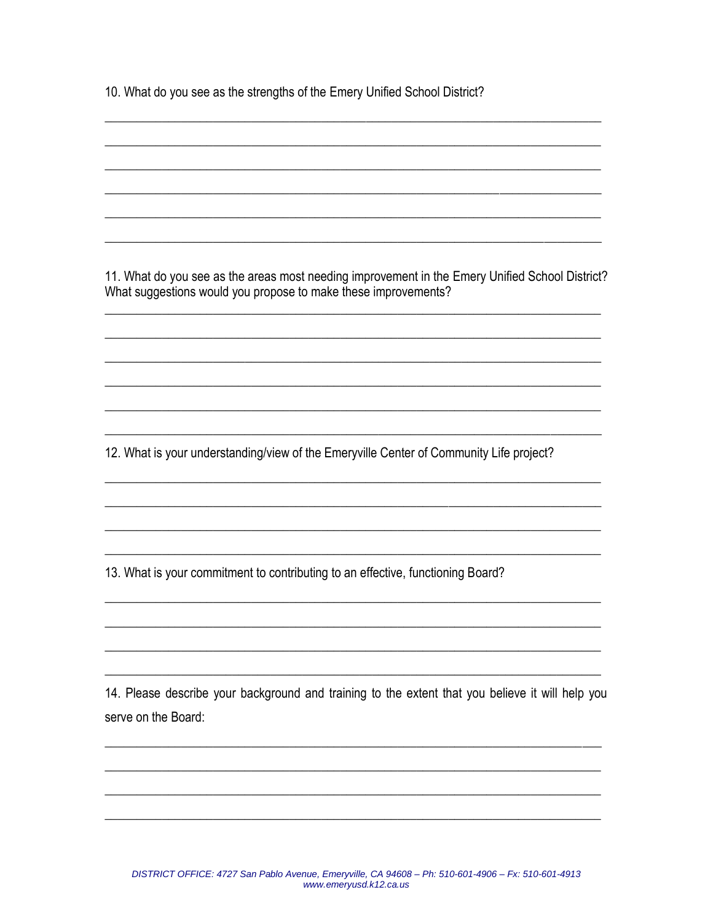10. What do you see as the strengths of the Emery Unified School District?

______________________________________________________________________________

______________________________________________________________________________

______________________________________________________________________________

______________________________________________________________________________

______________________________________________________________________________

______________________________________________________________________________

11. What do you see as the areas most needing improvement in the Emery Unified School District? What suggestions would you propose to make these improvements?

______________________________________________________________________________

______________________________________________________________________________

______________________________________________________________________________

______________________________________________________________________________

______________________________________________________________________________

______________________________________________________________________________

12. What is your understanding/view of the Emeryville Center of Community Life project?

______________________________________________________________________________

______________________________________________________________________________

______________________________________________________________________________

______________________________________________________________________________

13. What is your commitment to contributing to an effective, functioning Board?

______________________________________________________________________________

______________________________________________________________________________

______________________________________________________________________________

______________________________________________________________________________

14. Please describe your background and training to the extent that you believe it will help you serve on the Board:

______________________________________________________________________________

______________________________________________________________________________

______________________________________________________________________________

______________________________________________________________________________

*DISTRICT OFFICE: 4727 San Pablo Avenue, Emeryville, CA 94608 – Ph: 510-601-4906 – Fx: 510-601-4913*
*www.emeryusd.k12.ca.us*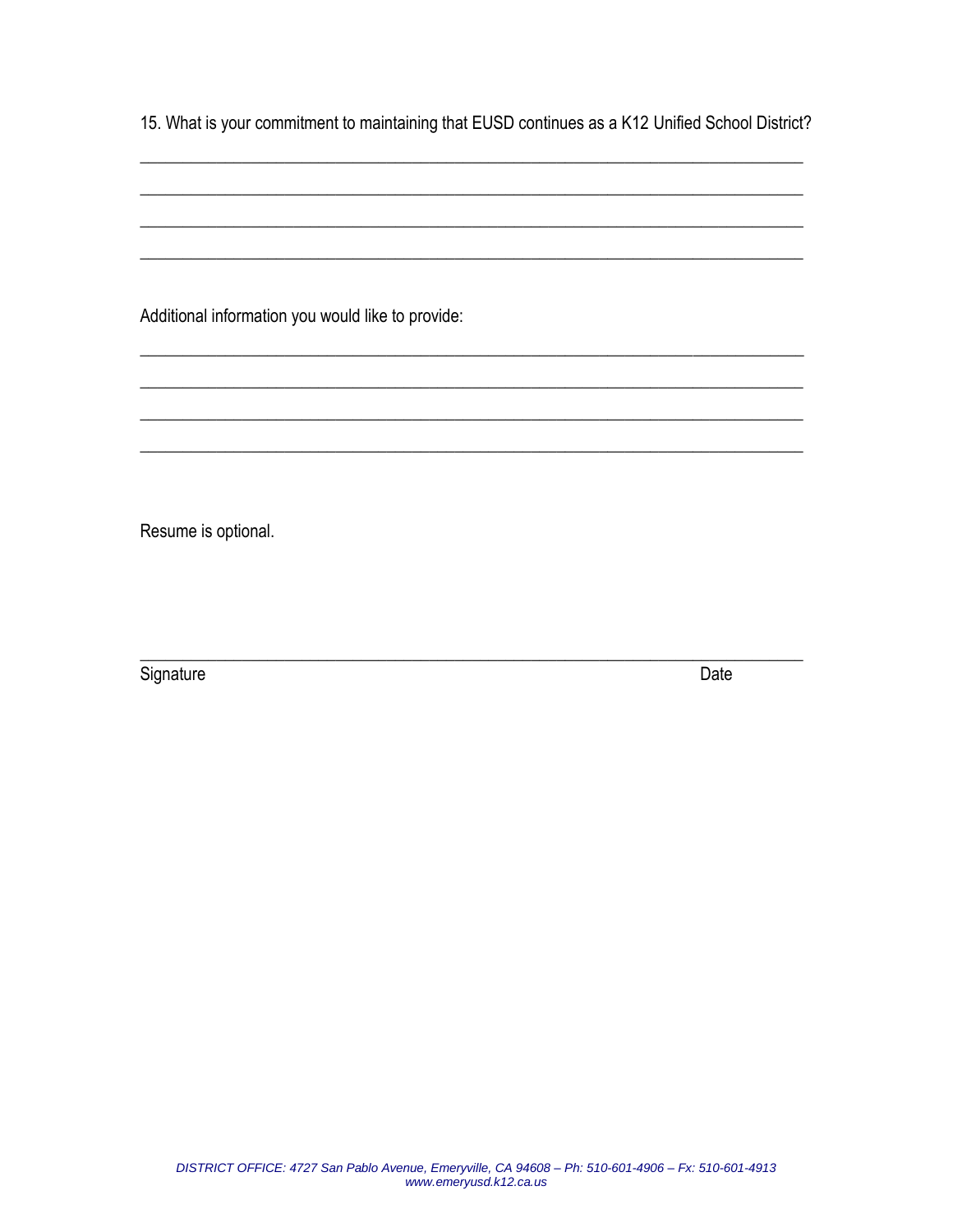15. What is your commitment to maintaining that EUSD continues as a K12 Unified School District?

_______________________________________________________________________________

_______________________________________________________________________________

_______________________________________________________________________________

_______________________________________________________________________________

Additional information you would like to provide:

_______________________________________________________________________________

_______________________________________________________________________________

_______________________________________________________________________________

_______________________________________________________________________________

Resume is optional.

_______________________________________________________________________________

Signature                                                                                                    Date

*DISTRICT OFFICE: 4727 San Pablo Avenue, Emeryville, CA 94608 – Ph: 510-601-4906 – Fx: 510-601-4913*
*www.emeryusd.k12.ca.us*